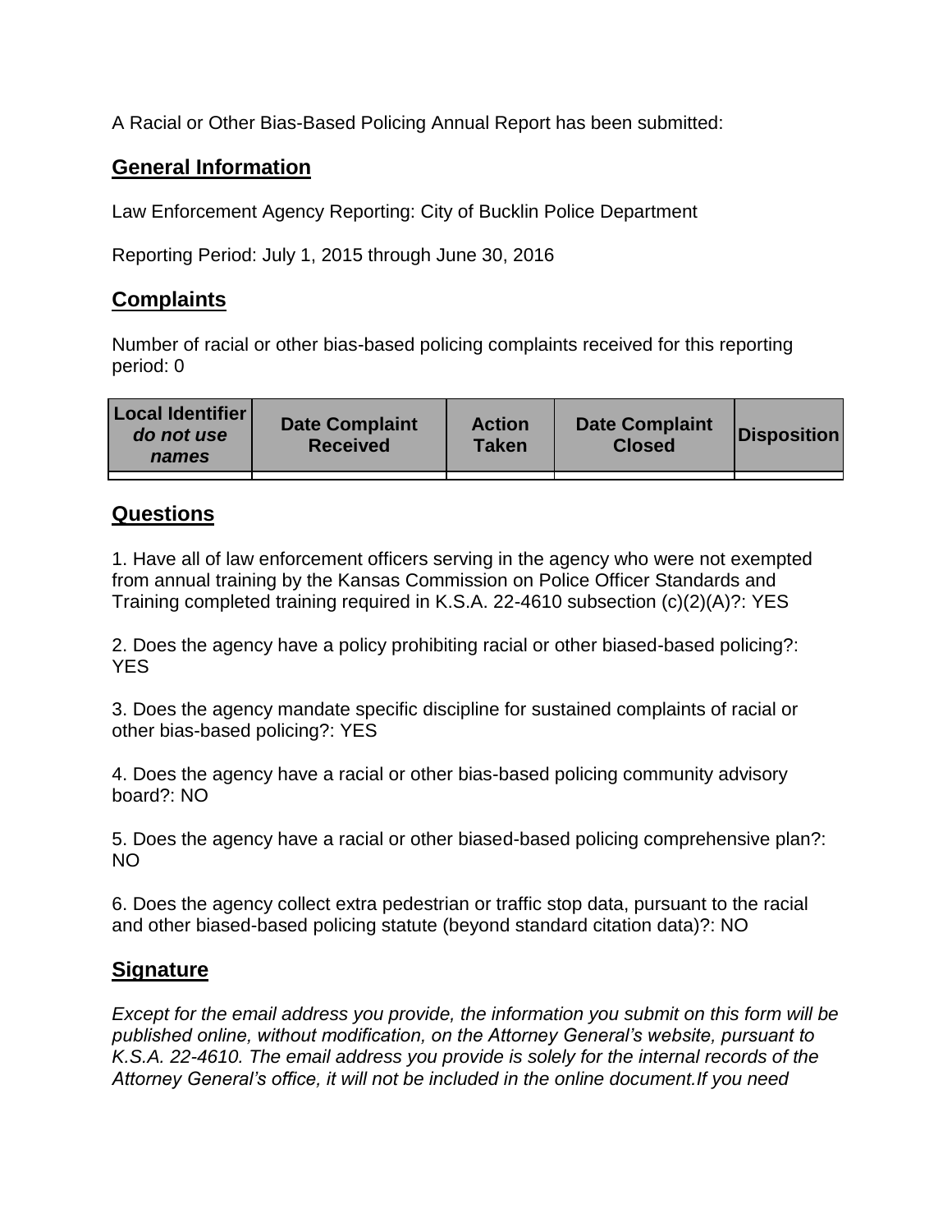A Racial or Other Bias-Based Policing Annual Report has been submitted:

## General Information

Law Enforcement Agency Reporting: City of Bucklin Police Department

Reporting Period: July 1, 2015 through June 30, 2016

## Complaints

Number of racial or other bias-based policing complaints received for this reporting period: 0

| Local Identifier *do not use names* | Date Complaint Received | Action Taken | Date Complaint Closed | Disposition |
|---|---|---|---|---|
| | | | | |

## Questions

1. Have all of law enforcement officers serving in the agency who were not exempted from annual training by the Kansas Commission on Police Officer Standards and Training completed training required in K.S.A. 22-4610 subsection (c)(2)(A)?: YES

2. Does the agency have a policy prohibiting racial or other biased-based policing?: YES

3. Does the agency mandate specific discipline for sustained complaints of racial or other bias-based policing?: YES

4. Does the agency have a racial or other bias-based policing community advisory board?: NO

5. Does the agency have a racial or other biased-based policing comprehensive plan?: NO

6. Does the agency collect extra pedestrian or traffic stop data, pursuant to the racial and other biased-based policing statute (beyond standard citation data)?: NO

## Signature

*Except for the email address you provide, the information you submit on this form will be published online, without modification, on the Attorney General's website, pursuant to K.S.A. 22-4610. The email address you provide is solely for the internal records of the Attorney General's office, it will not be included in the online document.If you need*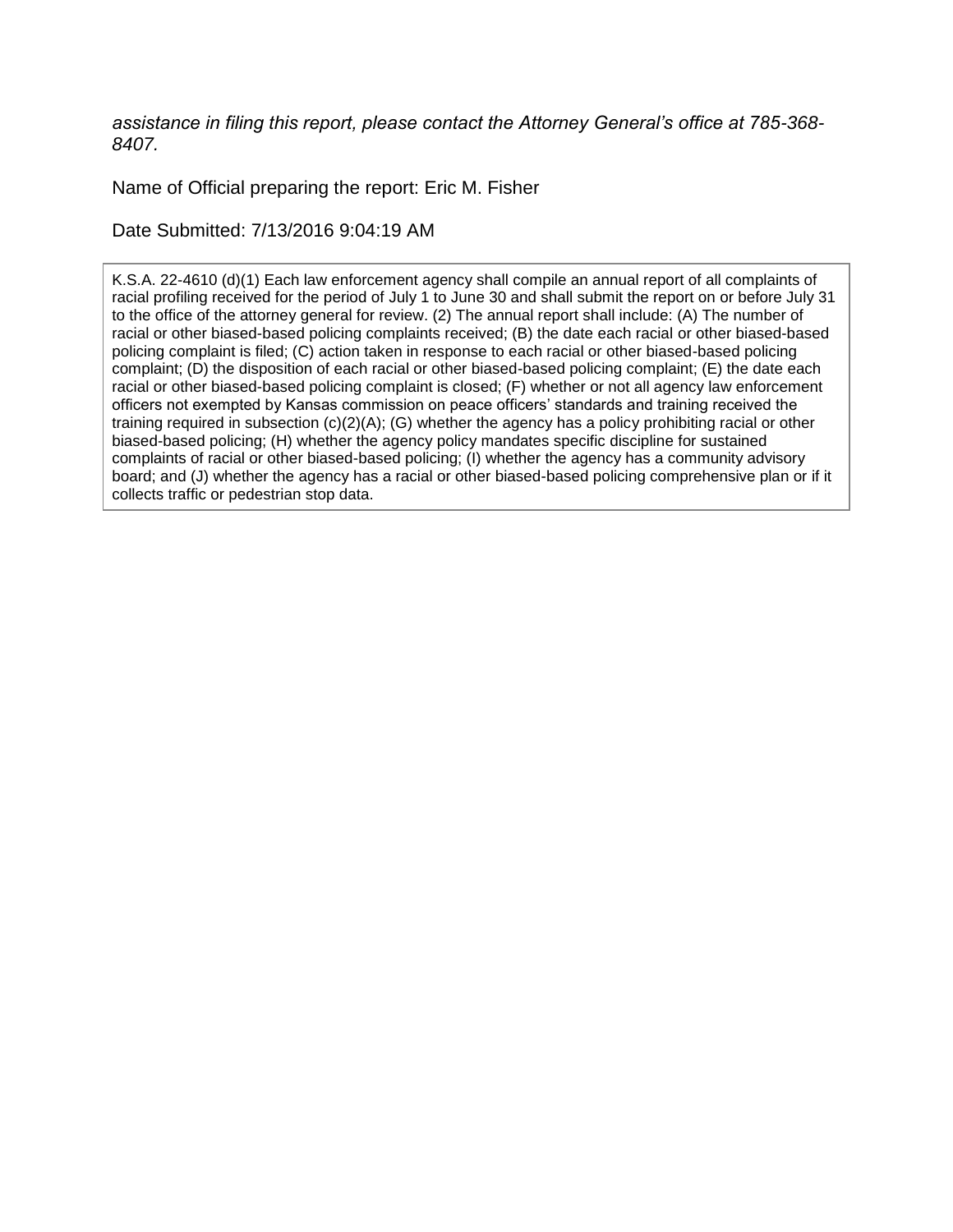*assistance in filing this report, please contact the Attorney General's office at 785-368-8407.*

Name of Official preparing the report: Eric M. Fisher

Date Submitted: 7/13/2016 9:04:19 AM

K.S.A. 22-4610 (d)(1) Each law enforcement agency shall compile an annual report of all complaints of racial profiling received for the period of July 1 to June 30 and shall submit the report on or before July 31 to the office of the attorney general for review. (2) The annual report shall include: (A) The number of racial or other biased-based policing complaints received; (B) the date each racial or other biased-based policing complaint is filed; (C) action taken in response to each racial or other biased-based policing complaint; (D) the disposition of each racial or other biased-based policing complaint; (E) the date each racial or other biased-based policing complaint is closed; (F) whether or not all agency law enforcement officers not exempted by Kansas commission on peace officers' standards and training received the training required in subsection (c)(2)(A); (G) whether the agency has a policy prohibiting racial or other biased-based policing; (H) whether the agency policy mandates specific discipline for sustained complaints of racial or other biased-based policing; (I) whether the agency has a community advisory board; and (J) whether the agency has a racial or other biased-based policing comprehensive plan or if it collects traffic or pedestrian stop data.